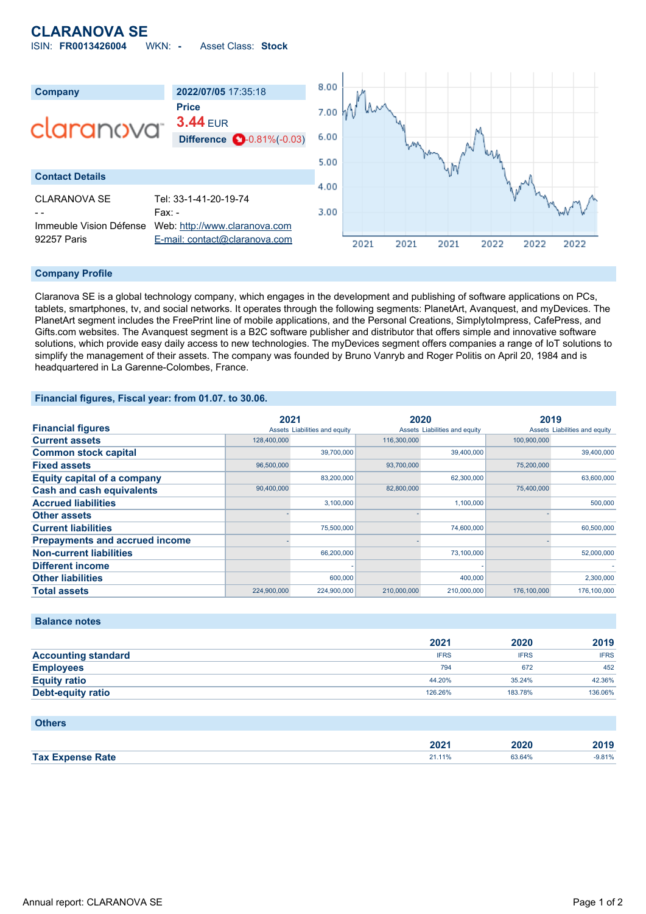# CLARANOVA SE

ISIN: **FR0013426004** WKN: **-** Asset Class: **Stock**

| Company | 2022/07/05 17:35:18 |
|---|---|
| | **Price** |
| | **3.44** EUR |
| | **Difference** -0.81%(-0.03) |

## Contact Details

| | |
|---|---|
| CLARANOVA SE | Tel: 33-1-41-20-19-74 |
| - - | Fax: - |
| Immeuble Vision Défense | Web: http://www.claranova.com |
| 92257 Paris | E-mail: contact@claranova.com |

## Company Profile

Claranova SE is a global technology company, which engages in the development and publishing of software applications on PCs, tablets, smartphones, tv, and social networks. It operates through the following segments: PlanetArt, Avanquest, and myDevices. The PlanetArt segment includes the FreePrint line of mobile applications, and the Personal Creations, SimplytoImpress, CafePress, and Gifts.com websites. The Avanquest segment is a B2C software publisher and distributor that offers simple and innovative software solutions, which provide easy daily access to new technologies. The myDevices segment offers companies a range of IoT solutions to simplify the management of their assets. The company was founded by Bruno Vanryb and Roger Politis on April 20, 1984 and is headquartered in La Garenne-Colombes, France.

## Financial figures, Fiscal year: from 01.07. to 30.06.

| Financial figures | 2021 | | 2020 | | 2019 | |
|---|---|---|---|---|---|---|
| | Assets | Liabilities and equity | Assets | Liabilities and equity | Assets | Liabilities and equity |
| **Current assets** | 128,400,000 | | 116,300,000 | | 100,900,000 | |
| **Common stock capital** | | 39,700,000 | | 39,400,000 | | 39,400,000 |
| **Fixed assets** | 96,500,000 | | 93,700,000 | | 75,200,000 | |
| **Equity capital of a company** | | 83,200,000 | | 62,300,000 | | 63,600,000 |
| **Cash and cash equivalents** | 90,400,000 | | 82,800,000 | | 75,400,000 | |
| **Accrued liabilities** | | 3,100,000 | | 1,100,000 | | 500,000 |
| **Other assets** | - | | - | | - | |
| **Current liabilities** | | 75,500,000 | | 74,600,000 | | 60,500,000 |
| **Prepayments and accrued income** | - | | - | | - | |
| **Non-current liabilities** | | 66,200,000 | | 73,100,000 | | 52,000,000 |
| **Different income** | | - | | - | | - |
| **Other liabilities** | | 600,000 | | 400,000 | | 2,300,000 |
| **Total assets** | 224,900,000 | 224,900,000 | 210,000,000 | 210,000,000 | 176,100,000 | 176,100,000 |

## Balance notes

| | 2021 | 2020 | 2019 |
|---|---|---|---|
| **Accounting standard** | IFRS | IFRS | IFRS |
| **Employees** | 794 | 672 | 452 |
| **Equity ratio** | 44.20% | 35.24% | 42.36% |
| **Debt-equity ratio** | 126.26% | 183.78% | 136.06% |

## Others

| | 2021 | 2020 | 2019 |
|---|---|---|---|
| **Tax Expense Rate** | 21.11% | 63.64% | -9.81% |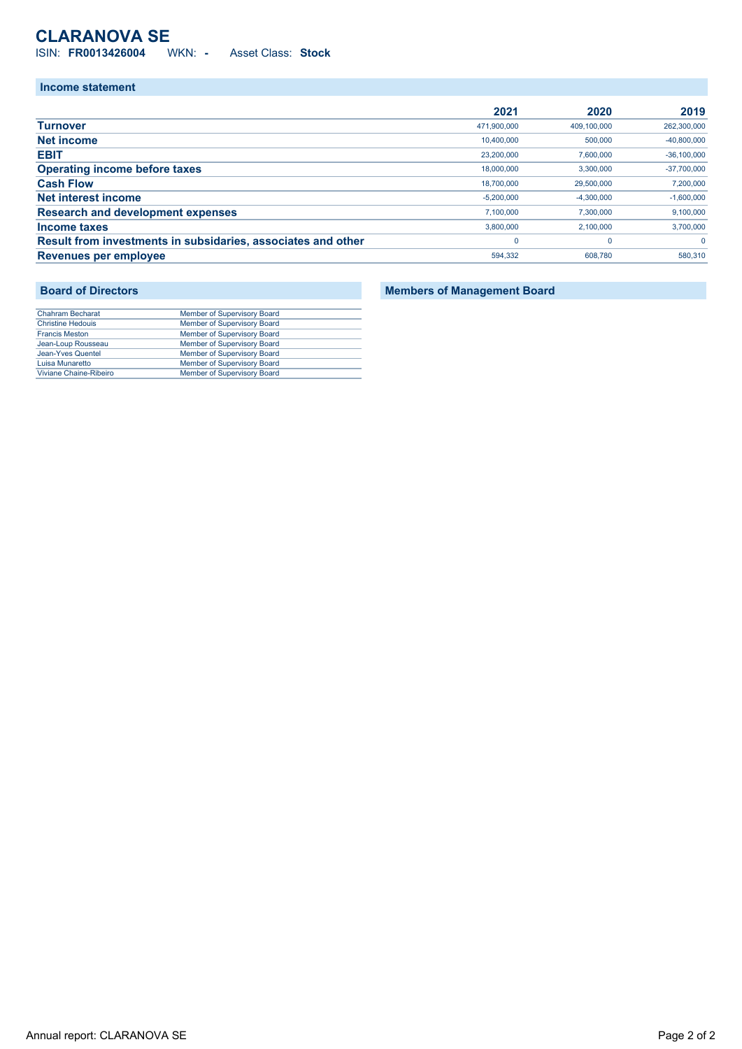# CLARANOVA SE

ISIN: **FR0013426004** WKN: **-** Asset Class: **Stock**

## Income statement

| | 2021 | 2020 | 2019 |
|---|---|---|---|
| **Turnover** | 471,900,000 | 409,100,000 | 262,300,000 |
| **Net income** | 10,400,000 | 500,000 | -40,800,000 |
| **EBIT** | 23,200,000 | 7,600,000 | -36,100,000 |
| **Operating income before taxes** | 18,000,000 | 3,300,000 | -37,700,000 |
| **Cash Flow** | 18,700,000 | 29,500,000 | 7,200,000 |
| **Net interest income** | -5,200,000 | -4,300,000 | -1,600,000 |
| **Research and development expenses** | 7,100,000 | 7,300,000 | 9,100,000 |
| **Income taxes** | 3,800,000 | 2,100,000 | 3,700,000 |
| **Result from investments in subsidaries, associates and other** | 0 | 0 | 0 |
| **Revenues per employee** | 594,332 | 608,780 | 580,310 |

## Board of Directors

| | |
|---|---|
| Chahram Becharat | Member of Supervisory Board |
| Christine Hedouis | Member of Supervisory Board |
| Francis Meston | Member of Supervisory Board |
| Jean-Loup Rousseau | Member of Supervisory Board |
| Jean-Yves Quentel | Member of Supervisory Board |
| Luisa Munaretto | Member of Supervisory Board |
| Viviane Chaine-Ribeiro | Member of Supervisory Board |

## Members of Management Board

Annual report: CLARANOVA SE